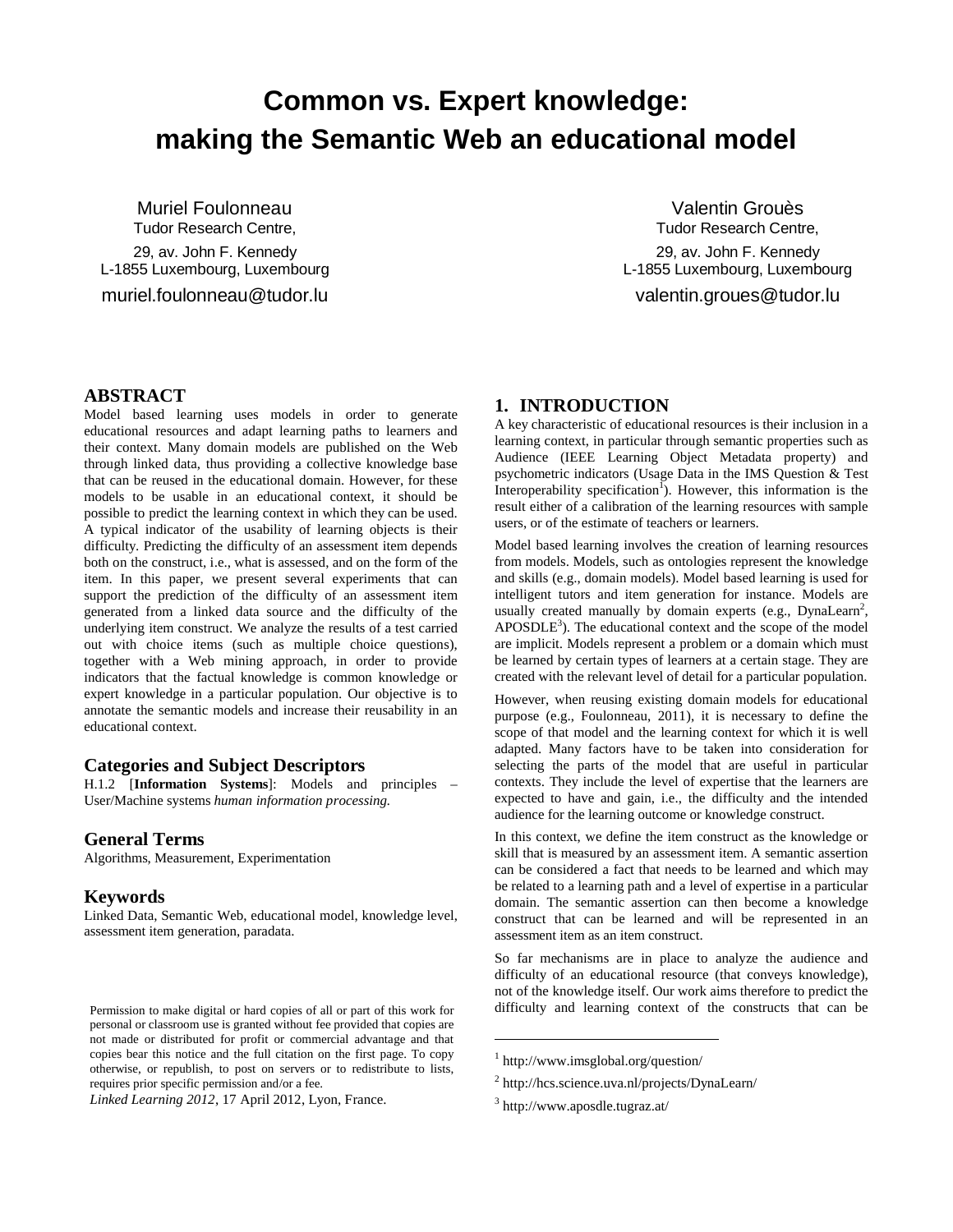# Common vs. Expert knowledge: making the Semantic Web an educational model

Muriel Foulonneau
Tudor Research Centre,
29, av. John F. Kennedy
L-1855 Luxembourg, Luxembourg
muriel.foulonneau@tudor.lu

Valentin Grouès
Tudor Research Centre,
29, av. John F. Kennedy
L-1855 Luxembourg, Luxembourg
valentin.groues@tudor.lu

## ABSTRACT

Model based learning uses models in order to generate educational resources and adapt learning paths to learners and their context. Many domain models are published on the Web through linked data, thus providing a collective knowledge base that can be reused in the educational domain. However, for these models to be usable in an educational context, it should be possible to predict the learning context in which they can be used. A typical indicator of the usability of learning objects is their difficulty. Predicting the difficulty of an assessment item depends both on the construct, i.e., what is assessed, and on the form of the item. In this paper, we present several experiments that can support the prediction of the difficulty of an assessment item generated from a linked data source and the difficulty of the underlying item construct. We analyze the results of a test carried out with choice items (such as multiple choice questions), together with a Web mining approach, in order to provide indicators that the factual knowledge is common knowledge or expert knowledge in a particular population. Our objective is to annotate the semantic models and increase their reusability in an educational context.

### Categories and Subject Descriptors

H.1.2 [**Information Systems**]: Models and principles – User/Machine systems *human information processing.*

### General Terms

Algorithms, Measurement, Experimentation

### Keywords

Linked Data, Semantic Web, educational model, knowledge level, assessment item generation, paradata.

Permission to make digital or hard copies of all or part of this work for personal or classroom use is granted without fee provided that copies are not made or distributed for profit or commercial advantage and that copies bear this notice and the full citation on the first page. To copy otherwise, or republish, to post on servers or to redistribute to lists, requires prior specific permission and/or a fee.
*Linked Learning 2012*, 17 April 2012, Lyon, France.

## 1. INTRODUCTION

A key characteristic of educational resources is their inclusion in a learning context, in particular through semantic properties such as Audience (IEEE Learning Object Metadata property) and psychometric indicators (Usage Data in the IMS Question & Test Interoperability specification[1]). However, this information is the result either of a calibration of the learning resources with sample users, or of the estimate of teachers or learners.

Model based learning involves the creation of learning resources from models. Models, such as ontologies represent the knowledge and skills (e.g., domain models). Model based learning is used for intelligent tutors and item generation for instance. Models are usually created manually by domain experts (e.g., DynaLearn[2], APOSDLE[3]). The educational context and the scope of the model are implicit. Models represent a problem or a domain which must be learned by certain types of learners at a certain stage. They are created with the relevant level of detail for a particular population.

However, when reusing existing domain models for educational purpose (e.g., Foulonneau, 2011), it is necessary to define the scope of that model and the learning context for which it is well adapted. Many factors have to be taken into consideration for selecting the parts of the model that are useful in particular contexts. They include the level of expertise that the learners are expected to have and gain, i.e., the difficulty and the intended audience for the learning outcome or knowledge construct.

In this context, we define the item construct as the knowledge or skill that is measured by an assessment item. A semantic assertion can be considered a fact that needs to be learned and which may be related to a learning path and a level of expertise in a particular domain. The semantic assertion can then become a knowledge construct that can be learned and will be represented in an assessment item as an item construct.

So far mechanisms are in place to analyze the audience and difficulty of an educational resource (that conveys knowledge), not of the knowledge itself. Our work aims therefore to predict the difficulty and learning context of the constructs that can be

[1] http://www.imsglobal.org/question/

[2] http://hcs.science.uva.nl/projects/DynaLearn/

[3] http://www.aposdle.tugraz.at/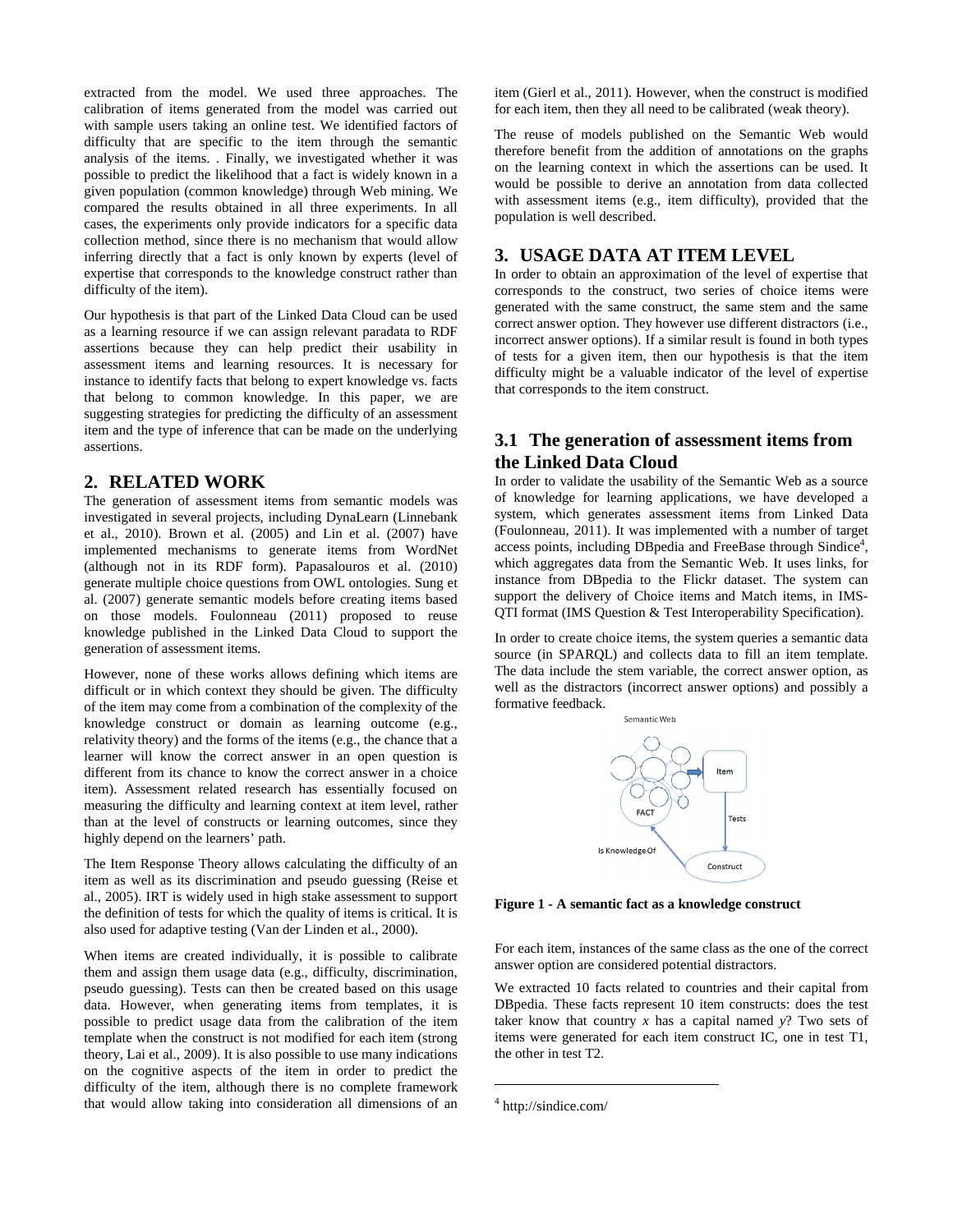extracted from the model. We used three approaches. The calibration of items generated from the model was carried out with sample users taking an online test. We identified factors of difficulty that are specific to the item through the semantic analysis of the items. . Finally, we investigated whether it was possible to predict the likelihood that a fact is widely known in a given population (common knowledge) through Web mining. We compared the results obtained in all three experiments. In all cases, the experiments only provide indicators for a specific data collection method, since there is no mechanism that would allow inferring directly that a fact is only known by experts (level of expertise that corresponds to the knowledge construct rather than difficulty of the item).

Our hypothesis is that part of the Linked Data Cloud can be used as a learning resource if we can assign relevant paradata to RDF assertions because they can help predict their usability in assessment items and learning resources. It is necessary for instance to identify facts that belong to expert knowledge vs. facts that belong to common knowledge. In this paper, we are suggesting strategies for predicting the difficulty of an assessment item and the type of inference that can be made on the underlying assertions.

## 2. RELATED WORK

The generation of assessment items from semantic models was investigated in several projects, including DynaLearn (Linnebank et al., 2010). Brown et al. (2005) and Lin et al. (2007) have implemented mechanisms to generate items from WordNet (although not in its RDF form). Papasalouros et al. (2010) generate multiple choice questions from OWL ontologies. Sung et al. (2007) generate semantic models before creating items based on those models. Foulonneau (2011) proposed to reuse knowledge published in the Linked Data Cloud to support the generation of assessment items.

However, none of these works allows defining which items are difficult or in which context they should be given. The difficulty of the item may come from a combination of the complexity of the knowledge construct or domain as learning outcome (e.g., relativity theory) and the forms of the items (e.g., the chance that a learner will know the correct answer in an open question is different from its chance to know the correct answer in a choice item). Assessment related research has essentially focused on measuring the difficulty and learning context at item level, rather than at the level of constructs or learning outcomes, since they highly depend on the learners' path.

The Item Response Theory allows calculating the difficulty of an item as well as its discrimination and pseudo guessing (Reise et al., 2005). IRT is widely used in high stake assessment to support the definition of tests for which the quality of items is critical. It is also used for adaptive testing (Van der Linden et al., 2000).

When items are created individually, it is possible to calibrate them and assign them usage data (e.g., difficulty, discrimination, pseudo guessing). Tests can then be created based on this usage data. However, when generating items from templates, it is possible to predict usage data from the calibration of the item template when the construct is not modified for each item (strong theory, Lai et al., 2009). It is also possible to use many indications on the cognitive aspects of the item in order to predict the difficulty of the item, although there is no complete framework that would allow taking into consideration all dimensions of an item (Gierl et al., 2011). However, when the construct is modified for each item, then they all need to be calibrated (weak theory).

The reuse of models published on the Semantic Web would therefore benefit from the addition of annotations on the graphs on the learning context in which the assertions can be used. It would be possible to derive an annotation from data collected with assessment items (e.g., item difficulty), provided that the population is well described.

## 3. USAGE DATA AT ITEM LEVEL

In order to obtain an approximation of the level of expertise that corresponds to the construct, two series of choice items were generated with the same construct, the same stem and the same correct answer option. They however use different distractors (i.e., incorrect answer options). If a similar result is found in both types of tests for a given item, then our hypothesis is that the item difficulty might be a valuable indicator of the level of expertise that corresponds to the item construct.

### 3.1 The generation of assessment items from the Linked Data Cloud

In order to validate the usability of the Semantic Web as a source of knowledge for learning applications, we have developed a system, which generates assessment items from Linked Data (Foulonneau, 2011). It was implemented with a number of target access points, including DBpedia and FreeBase through Sindice[4], which aggregates data from the Semantic Web. It uses links, for instance from DBpedia to the Flickr dataset. The system can support the delivery of Choice items and Match items, in IMS-QTI format (IMS Question & Test Interoperability Specification).

In order to create choice items, the system queries a semantic data source (in SPARQL) and collects data to fill an item template. The data include the stem variable, the correct answer option, as well as the distractors (incorrect answer options) and possibly a formative feedback.

Semantic Web

Item

FACT

Tests

Is Knowledge Of

Construct

**Figure 1 - A semantic fact as a knowledge construct**

For each item, instances of the same class as the one of the correct answer option are considered potential distractors.

We extracted 10 facts related to countries and their capital from DBpedia. These facts represent 10 item constructs: does the test taker know that country *x* has a capital named *y*? Two sets of items were generated for each item construct IC, one in test T1, the other in test T2.

[4] http://sindice.com/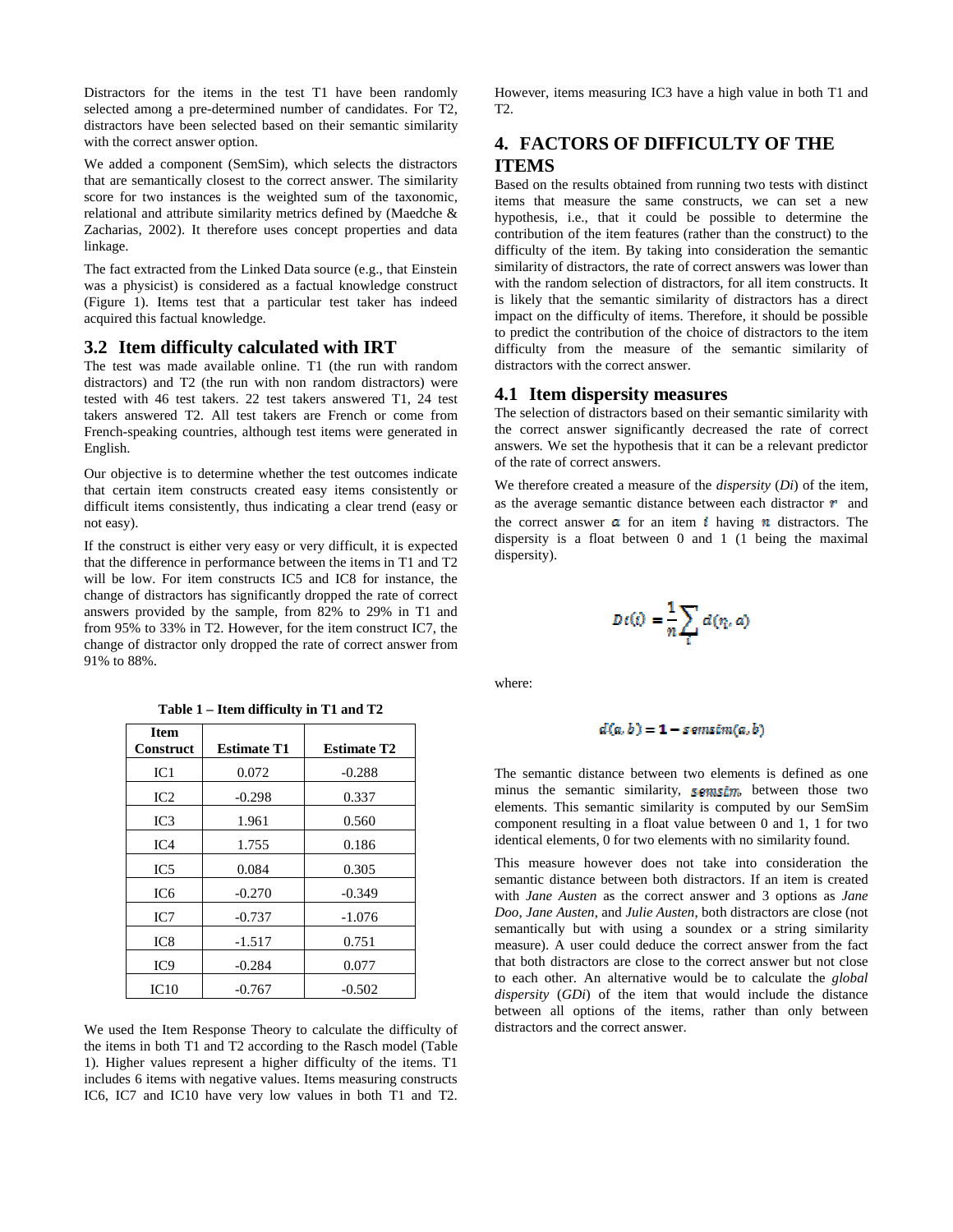Distractors for the items in the test T1 have been randomly selected among a pre-determined number of candidates. For T2, distractors have been selected based on their semantic similarity with the correct answer option.

We added a component (SemSim), which selects the distractors that are semantically closest to the correct answer. The similarity score for two instances is the weighted sum of the taxonomic, relational and attribute similarity metrics defined by (Maedche & Zacharias, 2002). It therefore uses concept properties and data linkage.

The fact extracted from the Linked Data source (e.g., that Einstein was a physicist) is considered as a factual knowledge construct (Figure 1). Items test that a particular test taker has indeed acquired this factual knowledge.

## 3.2 Item difficulty calculated with IRT

The test was made available online. T1 (the run with random distractors) and T2 (the run with non random distractors) were tested with 46 test takers. 22 test takers answered T1, 24 test takers answered T2. All test takers are French or come from French-speaking countries, although test items were generated in English.

Our objective is to determine whether the test outcomes indicate that certain item constructs created easy items consistently or difficult items consistently, thus indicating a clear trend (easy or not easy).

If the construct is either very easy or very difficult, it is expected that the difference in performance between the items in T1 and T2 will be low. For item constructs IC5 and IC8 for instance, the change of distractors has significantly dropped the rate of correct answers provided by the sample, from 82% to 29% in T1 and from 95% to 33% in T2. However, for the item construct IC7, the change of distractor only dropped the rate of correct answer from 91% to 88%.

**Table 1 – Item difficulty in T1 and T2**

| Item Construct | Estimate T1 | Estimate T2 |
|---|---|---|
| IC1 | 0.072 | -0.288 |
| IC2 | -0.298 | 0.337 |
| IC3 | 1.961 | 0.560 |
| IC4 | 1.755 | 0.186 |
| IC5 | 0.084 | 0.305 |
| IC6 | -0.270 | -0.349 |
| IC7 | -0.737 | -1.076 |
| IC8 | -1.517 | 0.751 |
| IC9 | -0.284 | 0.077 |
| IC10 | -0.767 | -0.502 |

We used the Item Response Theory to calculate the difficulty of the items in both T1 and T2 according to the Rasch model (Table 1). Higher values represent a higher difficulty of the items. T1 includes 6 items with negative values. Items measuring constructs IC6, IC7 and IC10 have very low values in both T1 and T2. However, items measuring IC3 have a high value in both T1 and T2.

# 4. FACTORS OF DIFFICULTY OF THE ITEMS

Based on the results obtained from running two tests with distinct items that measure the same constructs, we can set a new hypothesis, i.e., that it could be possible to determine the contribution of the item features (rather than the construct) to the difficulty of the item. By taking into consideration the semantic similarity of distractors, the rate of correct answers was lower than with the random selection of distractors, for all item constructs. It is likely that the semantic similarity of distractors has a direct impact on the difficulty of items. Therefore, it should be possible to predict the contribution of the choice of distractors to the item difficulty from the measure of the semantic similarity of distractors with the correct answer.

## 4.1 Item dispersity measures

The selection of distractors based on their semantic similarity with the correct answer significantly decreased the rate of correct answers. We set the hypothesis that it can be a relevant predictor of the rate of correct answers.

We therefore created a measure of the *dispersity* (*Di*) of the item, as the average semantic distance between each distractor $r$ and the correct answer $a$ for an item $i$ having $n$ distractors. The dispersity is a float between 0 and 1 (1 being the maximal dispersity).

$$Di(i) = \frac{1}{n}\sum_{i} d(r_i, a)$$

where:

$$d(a, b) = 1 - semsim(a, b)$$

The semantic distance between two elements is defined as one minus the semantic similarity, $semsim$, between those two elements. This semantic similarity is computed by our SemSim component resulting in a float value between 0 and 1, 1 for two identical elements, 0 for two elements with no similarity found.

This measure however does not take into consideration the semantic distance between both distractors. If an item is created with *Jane Austen* as the correct answer and 3 options as *Jane Doo*, *Jane Austen*, and *Julie Austen*, both distractors are close (not semantically but with using a soundex or a string similarity measure). A user could deduce the correct answer from the fact that both distractors are close to the correct answer but not close to each other. An alternative would be to calculate the *global dispersity* (*GDi*) of the item that would include the distance between all options of the items, rather than only between distractors and the correct answer.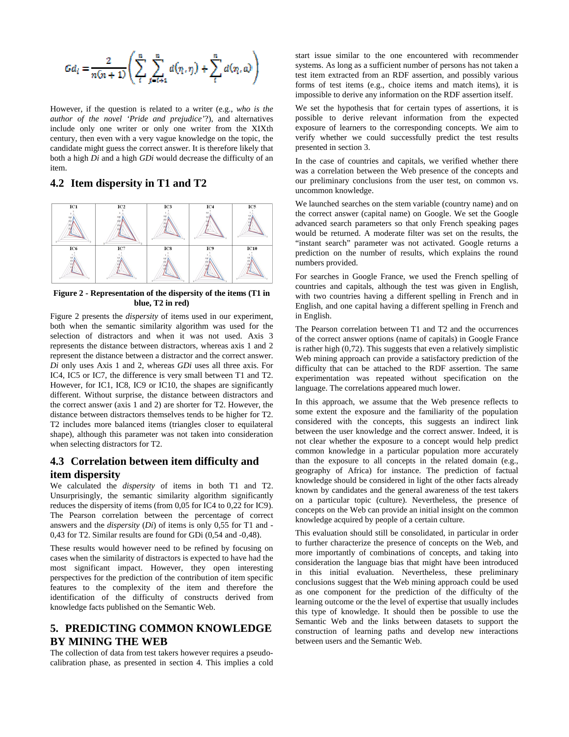$$Gd_i = \frac{2}{n(n+1)} \left( \sum_{i}^{n} \sum_{j=i+1}^{n} d(r_i, r_j) + \sum_{i}^{n} d(r_i, a) \right)$$

However, if the question is related to a writer (e.g., *who is the author of the novel 'Pride and prejudice'*?), and alternatives include only one writer or only one writer from the XIXth century, then even with a very vague knowledge on the topic, the candidate might guess the correct answer. It is therefore likely that both a high *Di* and a high *GDi* would decrease the difficulty of an item.

## 4.2 Item dispersity in T1 and T2

IC1 IC2 IC3 IC4 IC5
IC6 IC7 IC8 IC9 IC10

**Figure 2 - Representation of the dispersity of the items (T1 in blue, T2 in red)**

Figure 2 presents the *dispersity* of items used in our experiment, both when the semantic similarity algorithm was used for the selection of distractors and when it was not used. Axis 3 represents the distance between distractors, whereas axis 1 and 2 represent the distance between a distractor and the correct answer. *Di* only uses Axis 1 and 2, whereas *GDi* uses all three axis. For IC4, IC5 or IC7, the difference is very small between T1 and T2. However, for IC1, IC8, IC9 or IC10, the shapes are significantly different. Without surprise, the distance between distractors and the correct answer (axis 1 and 2) are shorter for T2. However, the distance between distractors themselves tends to be higher for T2. T2 includes more balanced items (triangles closer to equilateral shape), although this parameter was not taken into consideration when selecting distractors for T2.

## 4.3 Correlation between item difficulty and item dispersity

We calculated the *dispersity* of items in both T1 and T2. Unsurprisingly, the semantic similarity algorithm significantly reduces the dispersity of items (from 0,05 for IC4 to 0,22 for IC9). The Pearson correlation between the percentage of correct answers and the *dispersity* (*Di*) of items is only 0,55 for T1 and -0,43 for T2. Similar results are found for GDi (0,54 and -0,48).

These results would however need to be refined by focusing on cases when the similarity of distractors is expected to have had the most significant impact. However, they open interesting perspectives for the prediction of the contribution of item specific features to the complexity of the item and therefore the identification of the difficulty of constructs derived from knowledge facts published on the Semantic Web.

# 5. PREDICTING COMMON KNOWLEDGE BY MINING THE WEB

The collection of data from test takers however requires a pseudo-calibration phase, as presented in section 4. This implies a cold start issue similar to the one encountered with recommender systems. As long as a sufficient number of persons has not taken a test item extracted from an RDF assertion, and possibly various forms of test items (e.g., choice items and match items), it is impossible to derive any information on the RDF assertion itself.

We set the hypothesis that for certain types of assertions, it is possible to derive relevant information from the expected exposure of learners to the corresponding concepts. We aim to verify whether we could successfully predict the test results presented in section 3.

In the case of countries and capitals, we verified whether there was a correlation between the Web presence of the concepts and our preliminary conclusions from the user test, on common vs. uncommon knowledge.

We launched searches on the stem variable (country name) and on the correct answer (capital name) on Google. We set the Google advanced search parameters so that only French speaking pages would be returned. A moderate filter was set on the results, the "instant search" parameter was not activated. Google returns a prediction on the number of results, which explains the round numbers provided.

For searches in Google France, we used the French spelling of countries and capitals, although the test was given in English, with two countries having a different spelling in French and in English, and one capital having a different spelling in French and in English.

The Pearson correlation between T1 and T2 and the occurrences of the correct answer options (name of capitals) in Google France is rather high (0,72). This suggests that even a relatively simplistic Web mining approach can provide a satisfactory prediction of the difficulty that can be attached to the RDF assertion. The same experimentation was repeated without specification on the language. The correlations appeared much lower.

In this approach, we assume that the Web presence reflects to some extent the exposure and the familiarity of the population considered with the concepts, this suggests an indirect link between the user knowledge and the correct answer. Indeed, it is not clear whether the exposure to a concept would help predict common knowledge in a particular population more accurately than the exposure to all concepts in the related domain (e.g., geography of Africa) for instance. The prediction of factual knowledge should be considered in light of the other facts already known by candidates and the general awareness of the test takers on a particular topic (culture). Nevertheless, the presence of concepts on the Web can provide an initial insight on the common knowledge acquired by people of a certain culture.

This evaluation should still be consolidated, in particular in order to further characterize the presence of concepts on the Web, and more importantly of combinations of concepts, and taking into consideration the language bias that might have been introduced in this initial evaluation. Nevertheless, these preliminary conclusions suggest that the Web mining approach could be used as one component for the prediction of the difficulty of the learning outcome or the the level of expertise that usually includes this type of knowledge. It should then be possible to use the Semantic Web and the links between datasets to support the construction of learning paths and develop new interactions between users and the Semantic Web.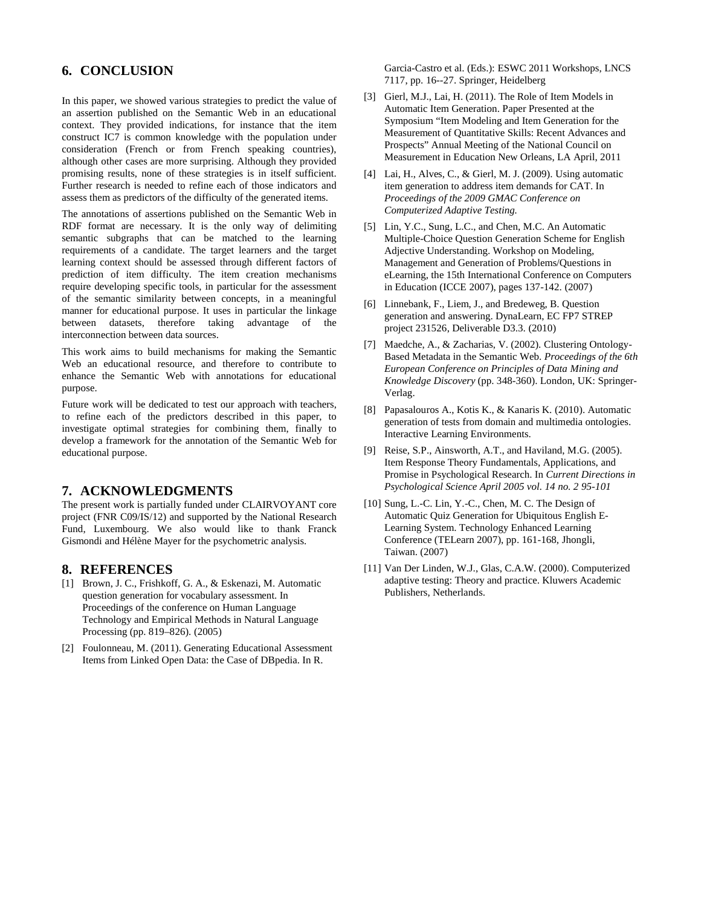## 6. CONCLUSION

In this paper, we showed various strategies to predict the value of an assertion published on the Semantic Web in an educational context. They provided indications, for instance that the item construct IC7 is common knowledge with the population under consideration (French or from French speaking countries), although other cases are more surprising. Although they provided promising results, none of these strategies is in itself sufficient. Further research is needed to refine each of those indicators and assess them as predictors of the difficulty of the generated items.

The annotations of assertions published on the Semantic Web in RDF format are necessary. It is the only way of delimiting semantic subgraphs that can be matched to the learning requirements of a candidate. The target learners and the target learning context should be assessed through different factors of prediction of item difficulty. The item creation mechanisms require developing specific tools, in particular for the assessment of the semantic similarity between concepts, in a meaningful manner for educational purpose. It uses in particular the linkage between datasets, therefore taking advantage of the interconnection between data sources.

This work aims to build mechanisms for making the Semantic Web an educational resource, and therefore to contribute to enhance the Semantic Web with annotations for educational purpose.

Future work will be dedicated to test our approach with teachers, to refine each of the predictors described in this paper, to investigate optimal strategies for combining them, finally to develop a framework for the annotation of the Semantic Web for educational purpose.

## 7. ACKNOWLEDGMENTS

The present work is partially funded under CLAIRVOYANT core project (FNR C09/IS/12) and supported by the National Research Fund, Luxembourg. We also would like to thank Franck Gismondi and Hélène Mayer for the psychometric analysis.

## 8. REFERENCES

[1] Brown, J. C., Frishkoff, G. A., & Eskenazi, M. Automatic question generation for vocabulary assessment. In Proceedings of the conference on Human Language Technology and Empirical Methods in Natural Language Processing (pp. 819–826). (2005)

[2] Foulonneau, M. (2011). Generating Educational Assessment Items from Linked Open Data: the Case of DBpedia. In R. Garcia-Castro et al. (Eds.): ESWC 2011 Workshops, LNCS 7117, pp. 16--27. Springer, Heidelberg

[3] Gierl, M.J., Lai, H. (2011). The Role of Item Models in Automatic Item Generation. Paper Presented at the Symposium "Item Modeling and Item Generation for the Measurement of Quantitative Skills: Recent Advances and Prospects" Annual Meeting of the National Council on Measurement in Education New Orleans, LA April, 2011

[4] Lai, H., Alves, C., & Gierl, M. J. (2009). Using automatic item generation to address item demands for CAT. In *Proceedings of the 2009 GMAC Conference on Computerized Adaptive Testing.*

[5] Lin, Y.C., Sung, L.C., and Chen, M.C. An Automatic Multiple-Choice Question Generation Scheme for English Adjective Understanding. Workshop on Modeling, Management and Generation of Problems/Questions in eLearning, the 15th International Conference on Computers in Education (ICCE 2007), pages 137-142. (2007)

[6] Linnebank, F., Liem, J., and Bredeweg, B. Question generation and answering. DynaLearn, EC FP7 STREP project 231526, Deliverable D3.3. (2010)

[7] Maedche, A., & Zacharias, V. (2002). Clustering Ontology-Based Metadata in the Semantic Web. *Proceedings of the 6th European Conference on Principles of Data Mining and Knowledge Discovery* (pp. 348-360). London, UK: Springer-Verlag.

[8] Papasalouros A., Kotis K., & Kanaris K. (2010). Automatic generation of tests from domain and multimedia ontologies. Interactive Learning Environments.

[9] Reise, S.P., Ainsworth, A.T., and Haviland, M.G. (2005). Item Response Theory Fundamentals, Applications, and Promise in Psychological Research. In *Current Directions in Psychological Science April 2005 vol. 14 no. 2 95-101*

[10] Sung, L.-C. Lin, Y.-C., Chen, M. C. The Design of Automatic Quiz Generation for Ubiquitous English E-Learning System. Technology Enhanced Learning Conference (TELearn 2007), pp. 161-168, Jhongli, Taiwan. (2007)

[11] Van Der Linden, W.J., Glas, C.A.W. (2000). Computerized adaptive testing: Theory and practice. Kluwers Academic Publishers, Netherlands.